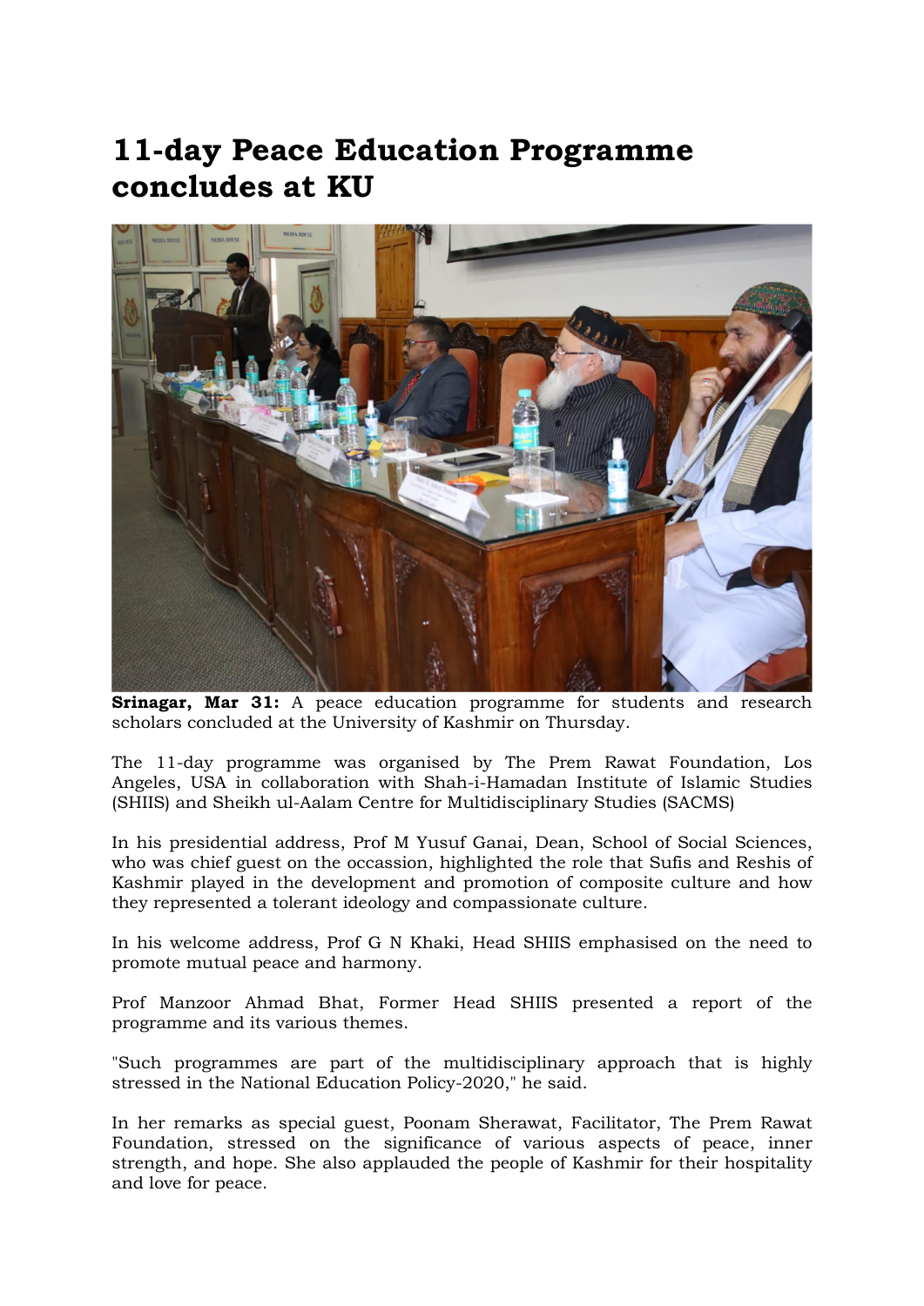# 11-day Peace Education Programme concludes at KU

**Srinagar, Mar 31:** A peace education programme for students and research scholars concluded at the University of Kashmir on Thursday.

The 11-day programme was organised by The Prem Rawat Foundation, Los Angeles, USA in collaboration with Shah-i-Hamadan Institute of Islamic Studies (SHIIS) and Sheikh ul-Aalam Centre for Multidisciplinary Studies (SACMS)

In his presidential address, Prof M Yusuf Ganai, Dean, School of Social Sciences, who was chief guest on the occassion, highlighted the role that Sufis and Reshis of Kashmir played in the development and promotion of composite culture and how they represented a tolerant ideology and compassionate culture.

In his welcome address, Prof G N Khaki, Head SHIIS emphasised on the need to promote mutual peace and harmony.

Prof Manzoor Ahmad Bhat, Former Head SHIIS presented a report of the programme and its various themes.

"Such programmes are part of the multidisciplinary approach that is highly stressed in the National Education Policy-2020," he said.

In her remarks as special guest, Poonam Sherawat, Facilitator, The Prem Rawat Foundation, stressed on the significance of various aspects of peace, inner strength, and hope. She also applauded the people of Kashmir for their hospitality and love for peace.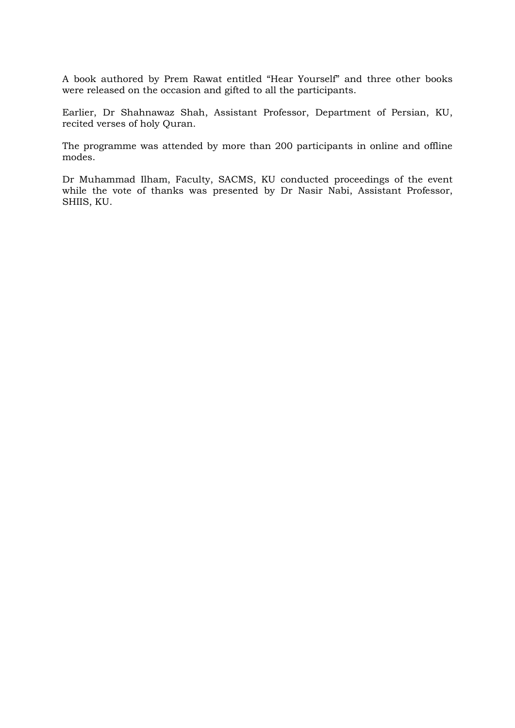A book authored by Prem Rawat entitled “Hear Yourself” and three other books were released on the occasion and gifted to all the participants.

Earlier, Dr Shahnawaz Shah, Assistant Professor, Department of Persian, KU, recited verses of holy Quran.

The programme was attended by more than 200 participants in online and offline modes.

Dr Muhammad Ilham, Faculty, SACMS, KU conducted proceedings of the event while the vote of thanks was presented by Dr Nasir Nabi, Assistant Professor, SHIIS, KU.